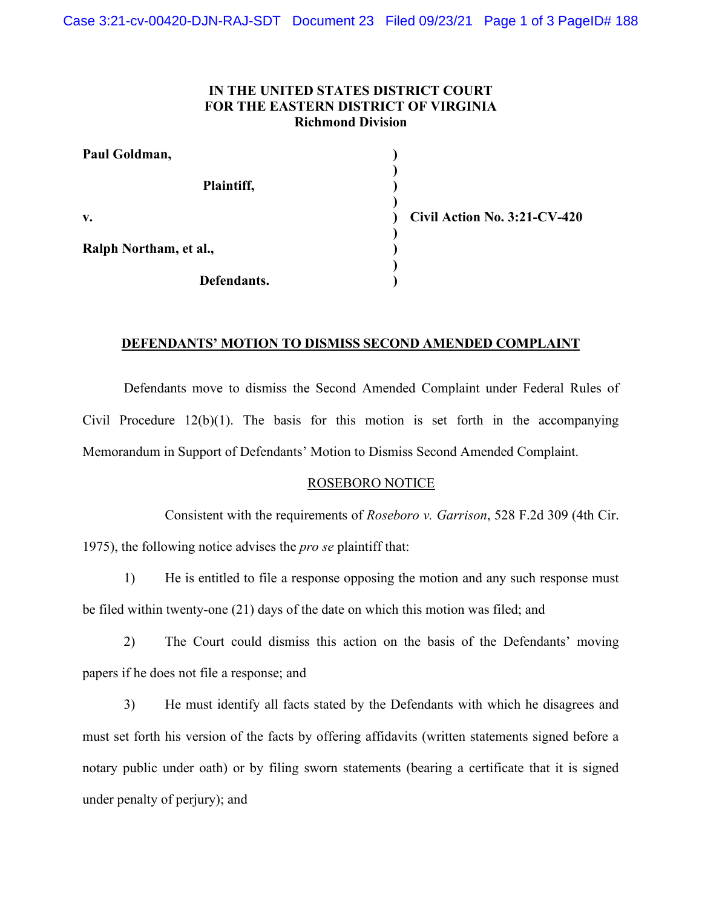**IN THE UNITED STATES DISTRICT COURT**
**FOR THE EASTERN DISTRICT OF VIRGINIA**
**Richmond Division**

| | | |
|---|---|---|
| **Paul Goldman,** | **)** | |
| | **)** | |
| **Plaintiff,** | **)** | |
| | **)** | |
| **v.** | **)** | **Civil Action No. 3:21-CV-420** |
| | **)** | |
| **Ralph Northam, et al.,** | **)** | |
| | **)** | |
| **Defendants.** | **)** | |

**DEFENDANTS' MOTION TO DISMISS SECOND AMENDED COMPLAINT**

Defendants move to dismiss the Second Amended Complaint under Federal Rules of Civil Procedure 12(b)(1). The basis for this motion is set forth in the accompanying Memorandum in Support of Defendants' Motion to Dismiss Second Amended Complaint.

ROSEBORO NOTICE

Consistent with the requirements of *Roseboro v. Garrison*, 528 F.2d 309 (4th Cir. 1975), the following notice advises the *pro se* plaintiff that:

1) He is entitled to file a response opposing the motion and any such response must be filed within twenty-one (21) days of the date on which this motion was filed; and

2) The Court could dismiss this action on the basis of the Defendants' moving papers if he does not file a response; and

3) He must identify all facts stated by the Defendants with which he disagrees and must set forth his version of the facts by offering affidavits (written statements signed before a notary public under oath) or by filing sworn statements (bearing a certificate that it is signed under penalty of perjury); and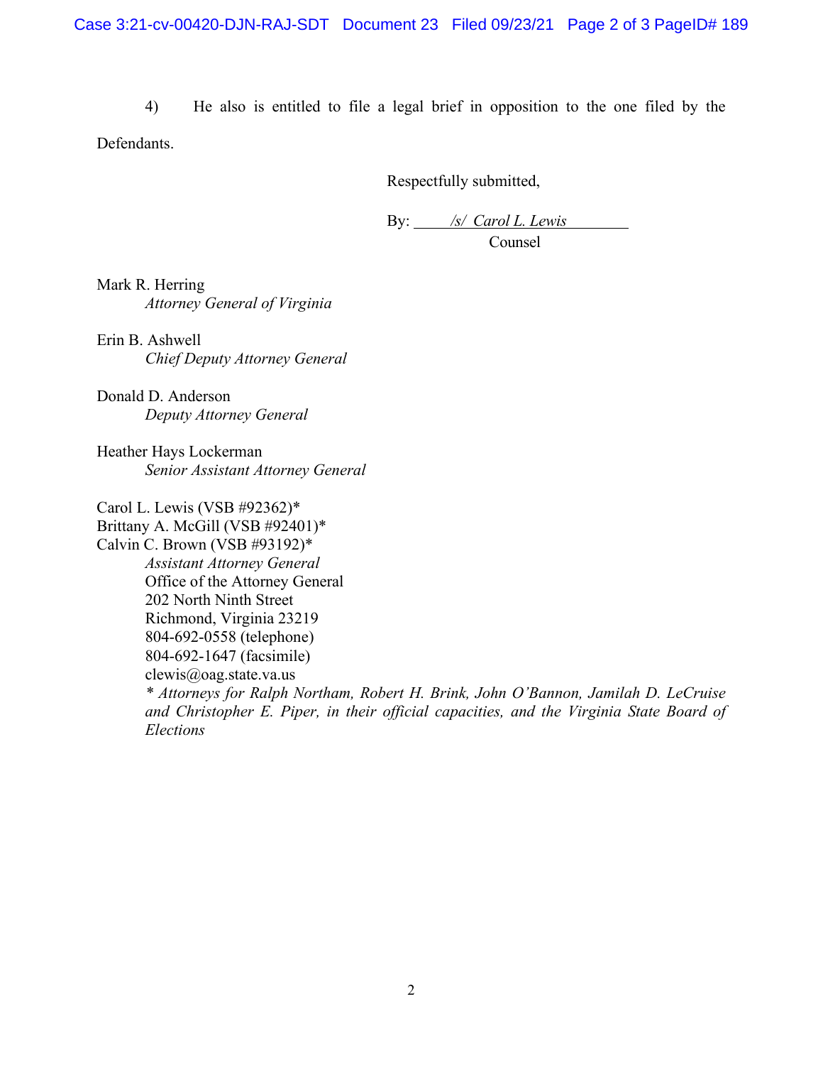4) He also is entitled to file a legal brief in opposition to the one filed by the Defendants.

Respectfully submitted,

By: */s/ Carol L. Lewis*
Counsel

Mark R. Herring
*Attorney General of Virginia*

Erin B. Ashwell
*Chief Deputy Attorney General*

Donald D. Anderson
*Deputy Attorney General*

Heather Hays Lockerman
*Senior Assistant Attorney General*

Carol L. Lewis (VSB #92362)*
Brittany A. McGill (VSB #92401)*
Calvin C. Brown (VSB #93192)*
*Assistant Attorney General*
Office of the Attorney General
202 North Ninth Street
Richmond, Virginia 23219
804-692-0558 (telephone)
804-692-1647 (facsimile)
clewis@oag.state.va.us
*\* Attorneys for Ralph Northam, Robert H. Brink, John O'Bannon, Jamilah D. LeCruise and Christopher E. Piper, in their official capacities, and the Virginia State Board of Elections*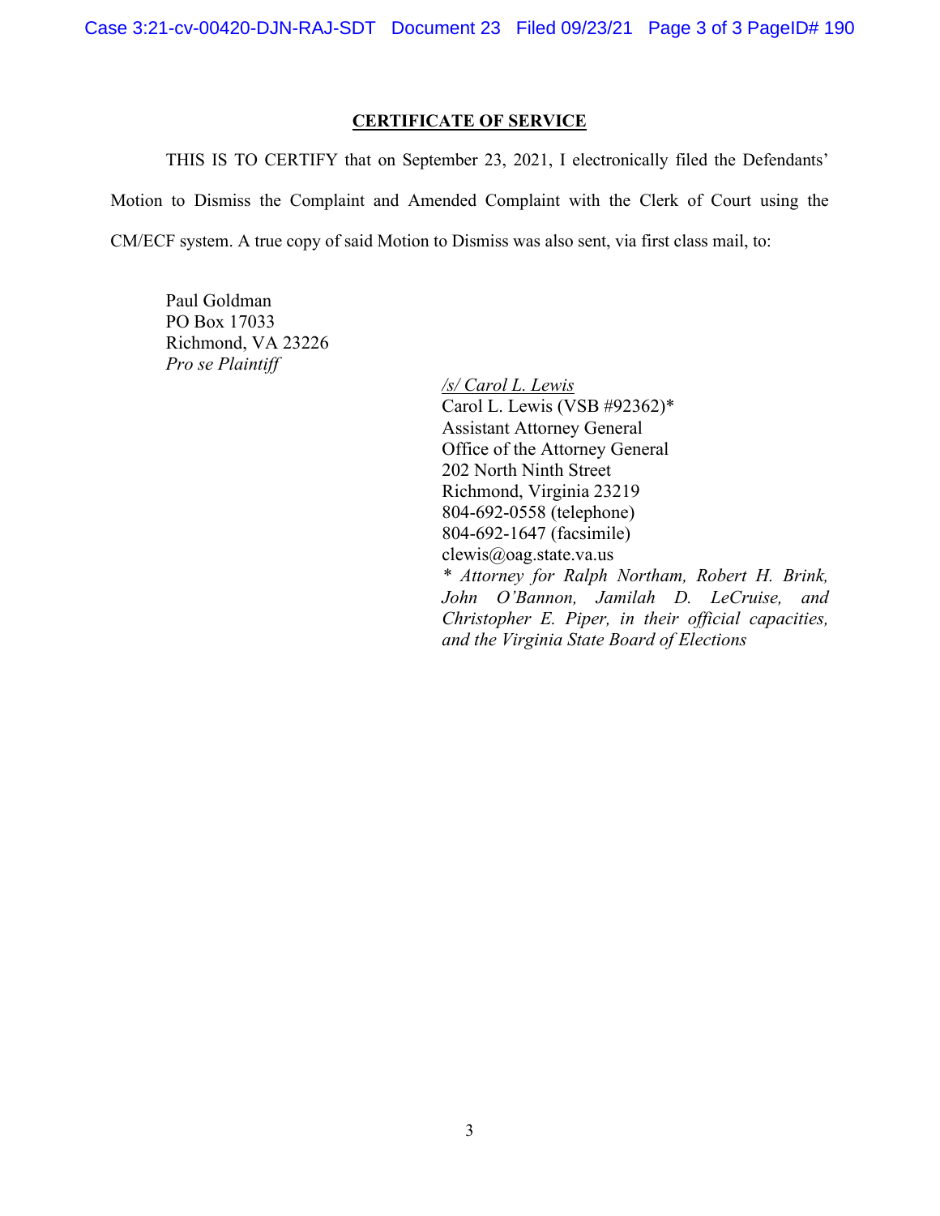**CERTIFICATE OF SERVICE**

THIS IS TO CERTIFY that on September 23, 2021, I electronically filed the Defendants' Motion to Dismiss the Complaint and Amended Complaint with the Clerk of Court using the CM/ECF system. A true copy of said Motion to Dismiss was also sent, via first class mail, to:

Paul Goldman
PO Box 17033
Richmond, VA 23226
*Pro se Plaintiff*

/s/ Carol L. Lewis
Carol L. Lewis (VSB #92362)*
Assistant Attorney General
Office of the Attorney General
202 North Ninth Street
Richmond, Virginia 23219
804-692-0558 (telephone)
804-692-1647 (facsimile)
clewis@oag.state.va.us
*\* Attorney for Ralph Northam, Robert H. Brink, John O'Bannon, Jamilah D. LeCruise, and Christopher E. Piper, in their official capacities, and the Virginia State Board of Elections*